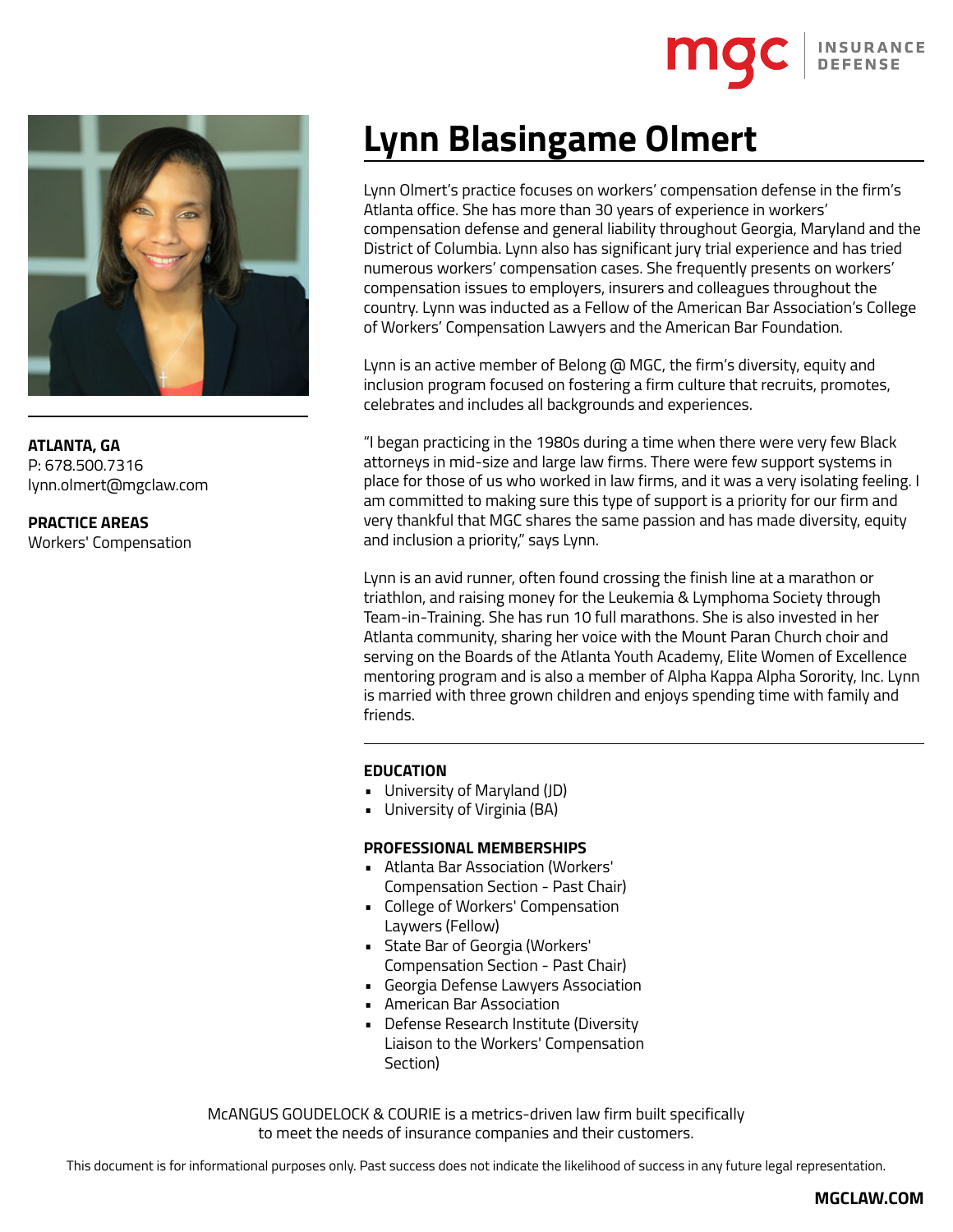# Lynn Blasingame Olmert

**ATLANTA, GA**
P: 678.500.7316
lynn.olmert@mgclaw.com

**PRACTICE AREAS**
Workers' Compensation

Lynn Olmert's practice focuses on workers' compensation defense in the firm's Atlanta office. She has more than 30 years of experience in workers' compensation defense and general liability throughout Georgia, Maryland and the District of Columbia. Lynn also has significant jury trial experience and has tried numerous workers' compensation cases. She frequently presents on workers' compensation issues to employers, insurers and colleagues throughout the country. Lynn was inducted as a Fellow of the American Bar Association's College of Workers' Compensation Lawyers and the American Bar Foundation.

Lynn is an active member of Belong @ MGC, the firm's diversity, equity and inclusion program focused on fostering a firm culture that recruits, promotes, celebrates and includes all backgrounds and experiences.

"I began practicing in the 1980s during a time when there were very few Black attorneys in mid-size and large law firms. There were few support systems in place for those of us who worked in law firms, and it was a very isolating feeling. I am committed to making sure this type of support is a priority for our firm and very thankful that MGC shares the same passion and has made diversity, equity and inclusion a priority," says Lynn.

Lynn is an avid runner, often found crossing the finish line at a marathon or triathlon, and raising money for the Leukemia & Lymphoma Society through Team-in-Training. She has run 10 full marathons. She is also invested in her Atlanta community, sharing her voice with the Mount Paran Church choir and serving on the Boards of the Atlanta Youth Academy, Elite Women of Excellence mentoring program and is also a member of Alpha Kappa Alpha Sorority, Inc. Lynn is married with three grown children and enjoys spending time with family and friends.

**EDUCATION**

- University of Maryland (JD)
- University of Virginia (BA)

**PROFESSIONAL MEMBERSHIPS**

- Atlanta Bar Association (Workers' Compensation Section - Past Chair)
- College of Workers' Compensation Laywers (Fellow)
- State Bar of Georgia (Workers' Compensation Section - Past Chair)
- Georgia Defense Lawyers Association
- American Bar Association
- Defense Research Institute (Diversity Liaison to the Workers' Compensation Section)

McANGUS GOUDELOCK & COURIE is a metrics-driven law firm built specifically to meet the needs of insurance companies and their customers.

This document is for informational purposes only. Past success does not indicate the likelihood of success in any future legal representation.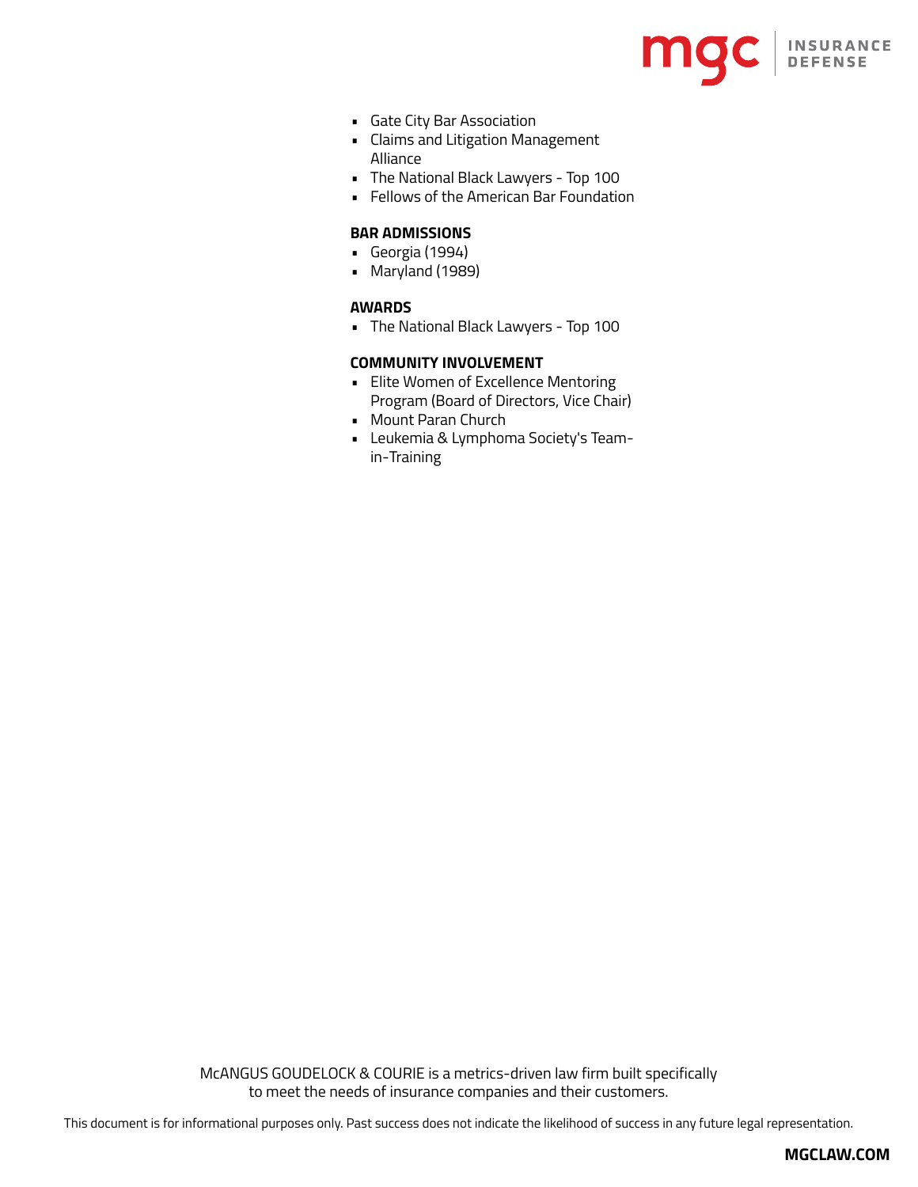- Gate City Bar Association
- Claims and Litigation Management Alliance
- The National Black Lawyers - Top 100
- Fellows of the American Bar Foundation

**BAR ADMISSIONS**

- Georgia (1994)
- Maryland (1989)

**AWARDS**

- The National Black Lawyers - Top 100

**COMMUNITY INVOLVEMENT**

- Elite Women of Excellence Mentoring Program (Board of Directors, Vice Chair)
- Mount Paran Church
- Leukemia & Lymphoma Society's Team-in-Training

McANGUS GOUDELOCK & COURIE is a metrics-driven law firm built specifically to meet the needs of insurance companies and their customers.

This document is for informational purposes only. Past success does not indicate the likelihood of success in any future legal representation.